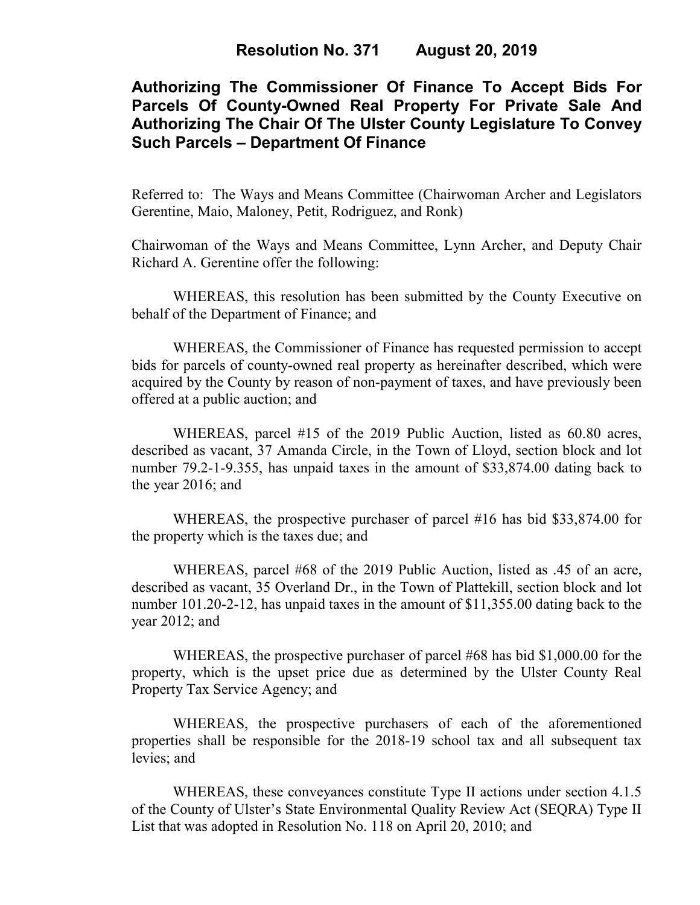# Resolution No. 371 August 20, 2019

## Authorizing The Commissioner Of Finance To Accept Bids For Parcels Of County-Owned Real Property For Private Sale And Authorizing The Chair Of The Ulster County Legislature To Convey Such Parcels – Department Of Finance

Referred to: The Ways and Means Committee (Chairwoman Archer and Legislators Gerentine, Maio, Maloney, Petit, Rodriguez, and Ronk)

Chairwoman of the Ways and Means Committee, Lynn Archer, and Deputy Chair Richard A. Gerentine offer the following:

WHEREAS, this resolution has been submitted by the County Executive on behalf of the Department of Finance; and

WHEREAS, the Commissioner of Finance has requested permission to accept bids for parcels of county-owned real property as hereinafter described, which were acquired by the County by reason of non-payment of taxes, and have previously been offered at a public auction; and

WHEREAS, parcel #15 of the 2019 Public Auction, listed as 60.80 acres, described as vacant, 37 Amanda Circle, in the Town of Lloyd, section block and lot number 79.2-1-9.355, has unpaid taxes in the amount of $33,874.00 dating back to the year 2016; and

WHEREAS, the prospective purchaser of parcel #16 has bid $33,874.00 for the property which is the taxes due; and

WHEREAS, parcel #68 of the 2019 Public Auction, listed as .45 of an acre, described as vacant, 35 Overland Dr., in the Town of Plattekill, section block and lot number 101.20-2-12, has unpaid taxes in the amount of $11,355.00 dating back to the year 2012; and

WHEREAS, the prospective purchaser of parcel #68 has bid $1,000.00 for the property, which is the upset price due as determined by the Ulster County Real Property Tax Service Agency; and

WHEREAS, the prospective purchasers of each of the aforementioned properties shall be responsible for the 2018-19 school tax and all subsequent tax levies; and

WHEREAS, these conveyances constitute Type II actions under section 4.1.5 of the County of Ulster's State Environmental Quality Review Act (SEQRA) Type II List that was adopted in Resolution No. 118 on April 20, 2010; and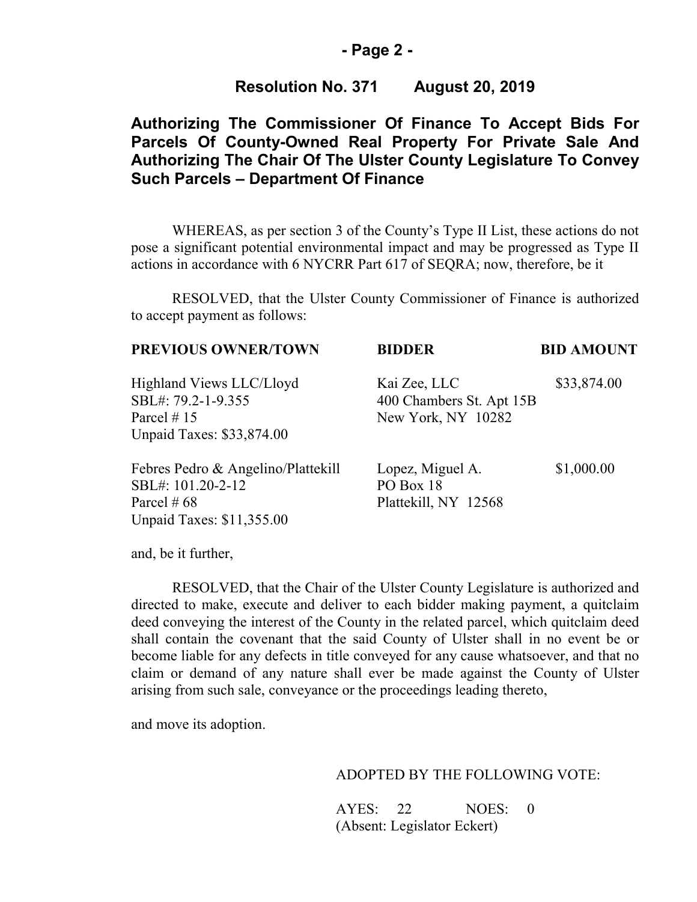**Resolution No. 371 August 20, 2019**

## Authorizing The Commissioner Of Finance To Accept Bids For Parcels Of County-Owned Real Property For Private Sale And Authorizing The Chair Of The Ulster County Legislature To Convey Such Parcels – Department Of Finance

WHEREAS, as per section 3 of the County's Type II List, these actions do not pose a significant potential environmental impact and may be progressed as Type II actions in accordance with 6 NYCRR Part 617 of SEQRA; now, therefore, be it

RESOLVED, that the Ulster County Commissioner of Finance is authorized to accept payment as follows:

| PREVIOUS OWNER/TOWN | BIDDER | BID AMOUNT |
|---|---|---|
| Highland Views LLC/Lloyd<br>SBL#: 79.2-1-9.355<br>Parcel # 15<br>Unpaid Taxes: $33,874.00 | Kai Zee, LLC<br>400 Chambers St. Apt 15B<br>New York, NY 10282 | $33,874.00 |
| Febres Pedro & Angelino/Plattekill<br>SBL#: 101.20-2-12<br>Parcel # 68<br>Unpaid Taxes: $11,355.00 | Lopez, Miguel A.<br>PO Box 18<br>Plattekill, NY 12568 | $1,000.00 |

and, be it further,

RESOLVED, that the Chair of the Ulster County Legislature is authorized and directed to make, execute and deliver to each bidder making payment, a quitclaim deed conveying the interest of the County in the related parcel, which quitclaim deed shall contain the covenant that the said County of Ulster shall in no event be or become liable for any defects in title conveyed for any cause whatsoever, and that no claim or demand of any nature shall ever be made against the County of Ulster arising from such sale, conveyance or the proceedings leading thereto,

and move its adoption.

ADOPTED BY THE FOLLOWING VOTE:

AYES: 22 NOES: 0
(Absent: Legislator Eckert)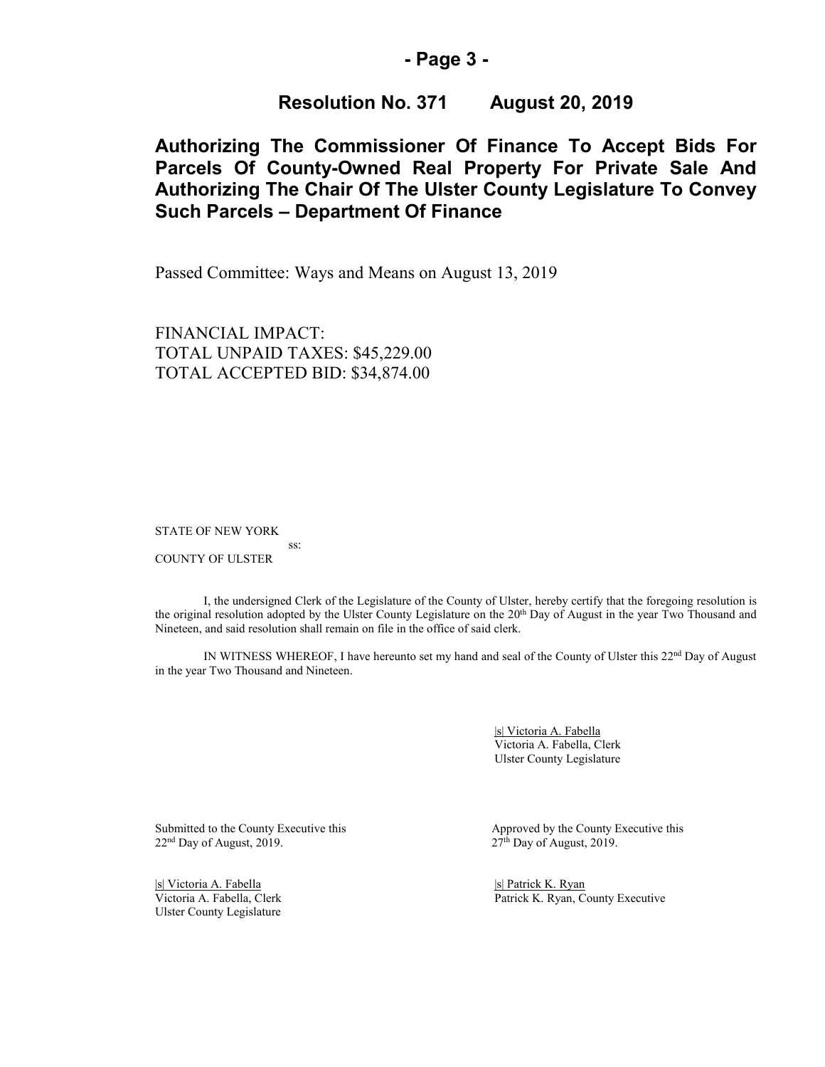## Resolution No. 371 August 20, 2019

## Authorizing The Commissioner Of Finance To Accept Bids For Parcels Of County-Owned Real Property For Private Sale And Authorizing The Chair Of The Ulster County Legislature To Convey Such Parcels – Department Of Finance

Passed Committee: Ways and Means on August 13, 2019

FINANCIAL IMPACT:
TOTAL UNPAID TAXES: $45,229.00
TOTAL ACCEPTED BID: $34,874.00

STATE OF NEW YORK
ss:
COUNTY OF ULSTER

I, the undersigned Clerk of the Legislature of the County of Ulster, hereby certify that the foregoing resolution is the original resolution adopted by the Ulster County Legislature on the 20th Day of August in the year Two Thousand and Nineteen, and said resolution shall remain on file in the office of said clerk.

IN WITNESS WHEREOF, I have hereunto set my hand and seal of the County of Ulster this 22nd Day of August in the year Two Thousand and Nineteen.

|s| Victoria A. Fabella
Victoria A. Fabella, Clerk
Ulster County Legislature

Submitted to the County Executive this 22nd Day of August, 2019.

|s| Victoria A. Fabella
Victoria A. Fabella, Clerk
Ulster County Legislature

Approved by the County Executive this 27th Day of August, 2019.

|s| Patrick K. Ryan
Patrick K. Ryan, County Executive